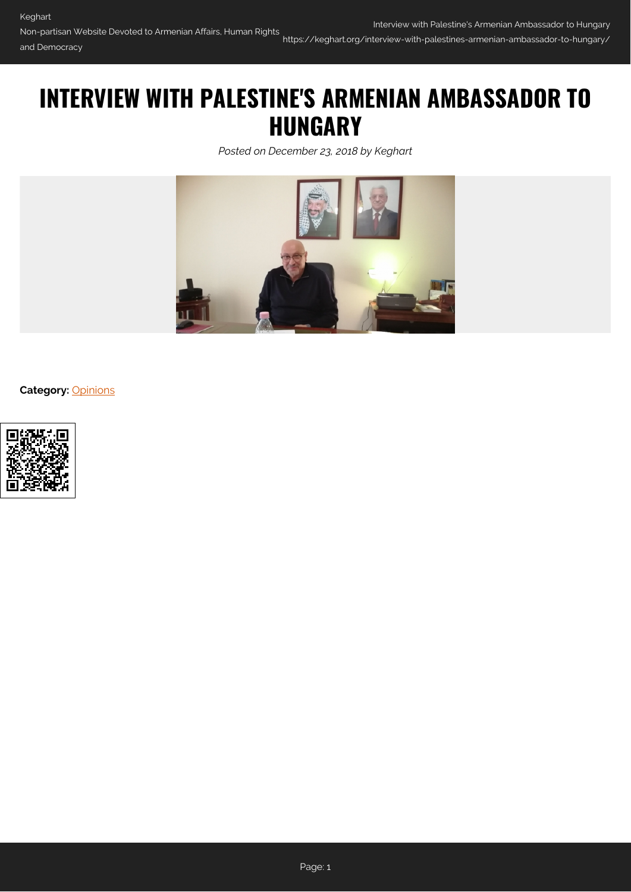# INTERVIEW WITH PALESTINE'S ARMENIAN AMBASSADOR TO HUNGARY

*Posted on December 23, 2018 by Keghart*

**Category:** Opinions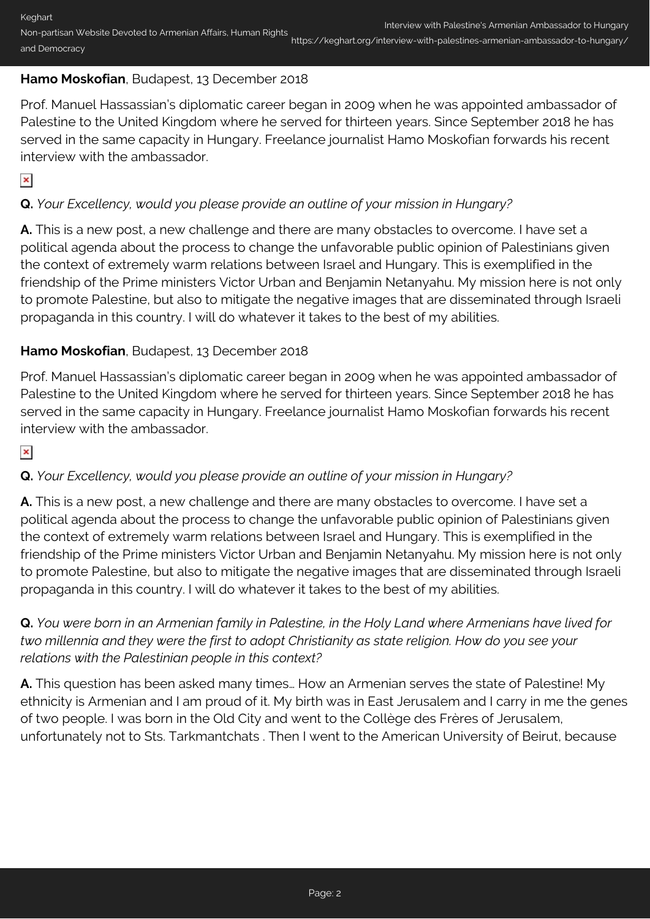**Hamo Moskofian**, Budapest, 13 December 2018

Prof. Manuel Hassassian's diplomatic career began in 2009 when he was appointed ambassador of Palestine to the United Kingdom where he served for thirteen years. Since September 2018 he has served in the same capacity in Hungary. Freelance journalist Hamo Moskofian forwards his recent interview with the ambassador.

**Q.** *Your Excellency, would you please provide an outline of your mission in Hungary?*

**A.** This is a new post, a new challenge and there are many obstacles to overcome. I have set a political agenda about the process to change the unfavorable public opinion of Palestinians given the context of extremely warm relations between Israel and Hungary. This is exemplified in the friendship of the Prime ministers Victor Urban and Benjamin Netanyahu. My mission here is not only to promote Palestine, but also to mitigate the negative images that are disseminated through Israeli propaganda in this country. I will do whatever it takes to the best of my abilities.

**Hamo Moskofian**, Budapest, 13 December 2018

Prof. Manuel Hassassian's diplomatic career began in 2009 when he was appointed ambassador of Palestine to the United Kingdom where he served for thirteen years. Since September 2018 he has served in the same capacity in Hungary. Freelance journalist Hamo Moskofian forwards his recent interview with the ambassador.

**Q.** *Your Excellency, would you please provide an outline of your mission in Hungary?*

**A.** This is a new post, a new challenge and there are many obstacles to overcome. I have set a political agenda about the process to change the unfavorable public opinion of Palestinians given the context of extremely warm relations between Israel and Hungary. This is exemplified in the friendship of the Prime ministers Victor Urban and Benjamin Netanyahu. My mission here is not only to promote Palestine, but also to mitigate the negative images that are disseminated through Israeli propaganda in this country. I will do whatever it takes to the best of my abilities.

**Q.** *You were born in an Armenian family in Palestine, in the Holy Land where Armenians have lived for two millennia and they were the first to adopt Christianity as state religion. How do you see your relations with the Palestinian people in this context?*

**A.** This question has been asked many times… How an Armenian serves the state of Palestine! My ethnicity is Armenian and I am proud of it. My birth was in East Jerusalem and I carry in me the genes of two people. I was born in the Old City and went to the Collège des Frères of Jerusalem, unfortunately not to Sts. Tarkmantchats . Then I went to the American University of Beirut, because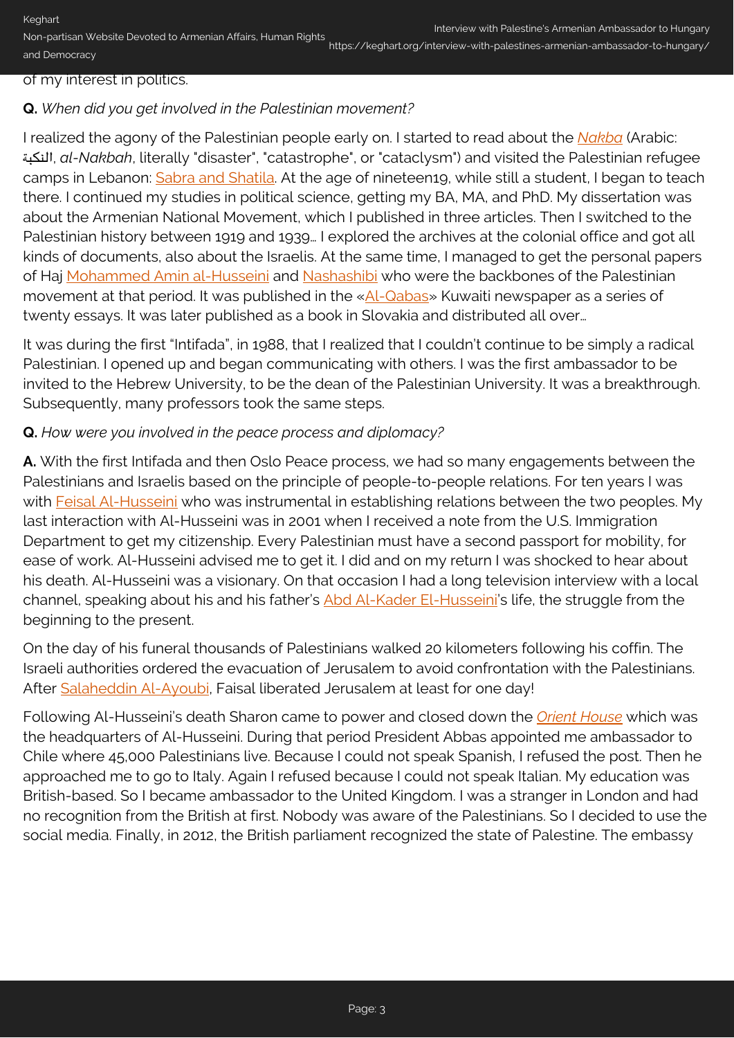of my interest in politics.

**Q.** *When did you get involved in the Palestinian movement?*

I realized the agony of the Palestinian people early on. I started to read about the *Nakba* (Arabic: النكبة, *al-Nakbah*, literally "disaster", "catastrophe", or "cataclysm") and visited the Palestinian refugee camps in Lebanon: Sabra and Shatila. At the age of nineteen19, while still a student, I began to teach there. I continued my studies in political science, getting my BA, MA, and PhD. My dissertation was about the Armenian National Movement, which I published in three articles. Then I switched to the Palestinian history between 1919 and 1939… I explored the archives at the colonial office and got all kinds of documents, also about the Israelis. At the same time, I managed to get the personal papers of Haj Mohammed Amin al-Husseini and Nashashibi who were the backbones of the Palestinian movement at that period. It was published in the «Al-Qabas» Kuwaiti newspaper as a series of twenty essays. It was later published as a book in Slovakia and distributed all over…

It was during the first "Intifada", in 1988, that I realized that I couldn't continue to be simply a radical Palestinian. I opened up and began communicating with others. I was the first ambassador to be invited to the Hebrew University, to be the dean of the Palestinian University. It was a breakthrough. Subsequently, many professors took the same steps.

**Q.** *How were you involved in the peace process and diplomacy?*

**A.** With the first Intifada and then Oslo Peace process, we had so many engagements between the Palestinians and Israelis based on the principle of people-to-people relations. For ten years I was with Feisal Al-Husseini who was instrumental in establishing relations between the two peoples. My last interaction with Al-Husseini was in 2001 when I received a note from the U.S. Immigration Department to get my citizenship. Every Palestinian must have a second passport for mobility, for ease of work. Al-Husseini advised me to get it. I did and on my return I was shocked to hear about his death. Al-Husseini was a visionary. On that occasion I had a long television interview with a local channel, speaking about his and his father's Abd Al-Kader El-Husseini's life, the struggle from the beginning to the present.

On the day of his funeral thousands of Palestinians walked 20 kilometers following his coffin. The Israeli authorities ordered the evacuation of Jerusalem to avoid confrontation with the Palestinians. After Salaheddin Al-Ayoubi, Faisal liberated Jerusalem at least for one day!

Following Al-Husseini's death Sharon came to power and closed down the *Orient House* which was the headquarters of Al-Husseini. During that period President Abbas appointed me ambassador to Chile where 45,000 Palestinians live. Because I could not speak Spanish, I refused the post. Then he approached me to go to Italy. Again I refused because I could not speak Italian. My education was British-based. So I became ambassador to the United Kingdom. I was a stranger in London and had no recognition from the British at first. Nobody was aware of the Palestinians. So I decided to use the social media. Finally, in 2012, the British parliament recognized the state of Palestine. The embassy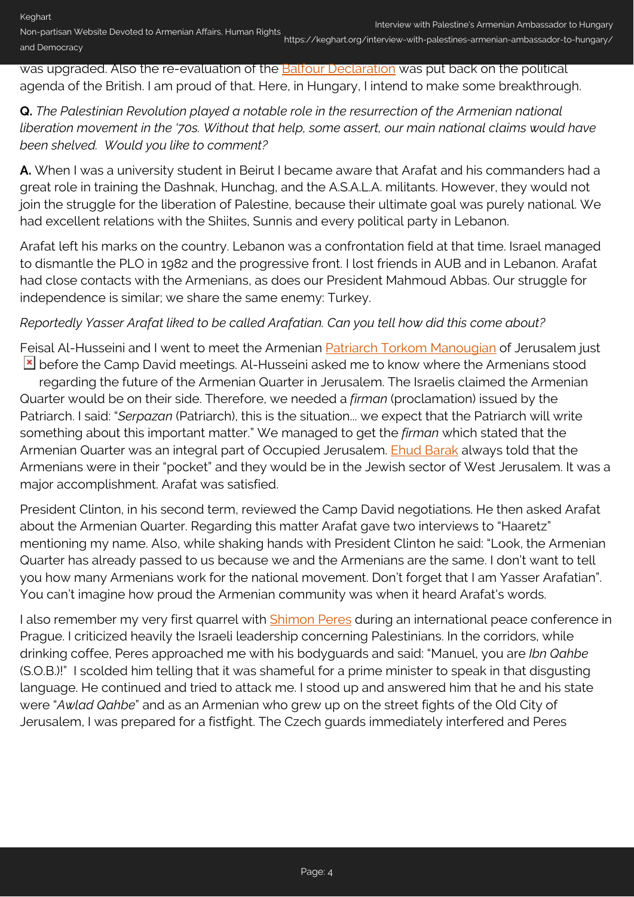was upgraded. Also the re-evaluation of the Balfour Declaration was put back on the political agenda of the British. I am proud of that. Here, in Hungary, I intend to make some breakthrough.

**Q.** *The Palestinian Revolution played a notable role in the resurrection of the Armenian national liberation movement in the '70s. Without that help, some assert, our main national claims would have been shelved. Would you like to comment?*

**A.** When I was a university student in Beirut I became aware that Arafat and his commanders had a great role in training the Dashnak, Hunchag, and the A.S.A.L.A. militants. However, they would not join the struggle for the liberation of Palestine, because their ultimate goal was purely national. We had excellent relations with the Shiites, Sunnis and every political party in Lebanon.

Arafat left his marks on the country. Lebanon was a confrontation field at that time. Israel managed to dismantle the PLO in 1982 and the progressive front. I lost friends in AUB and in Lebanon. Arafat had close contacts with the Armenians, as does our President Mahmoud Abbas. Our struggle for independence is similar; we share the same enemy: Turkey.

*Reportedly Yasser Arafat liked to be called Arafatian. Can you tell how did this come about?*

Feisal Al-Husseini and I went to meet the Armenian Patriarch Torkom Manougian of Jerusalem just before the Camp David meetings. Al-Husseini asked me to know where the Armenians stood regarding the future of the Armenian Quarter in Jerusalem. The Israelis claimed the Armenian Quarter would be on their side. Therefore, we needed a *firman* (proclamation) issued by the Patriarch. I said: "*Serpazan* (Patriarch), this is the situation... we expect that the Patriarch will write something about this important matter." We managed to get the *firman* which stated that the Armenian Quarter was an integral part of Occupied Jerusalem. Ehud Barak always told that the Armenians were in their "pocket" and they would be in the Jewish sector of West Jerusalem. It was a major accomplishment. Arafat was satisfied.

President Clinton, in his second term, reviewed the Camp David negotiations. He then asked Arafat about the Armenian Quarter. Regarding this matter Arafat gave two interviews to "Haaretz" mentioning my name. Also, while shaking hands with President Clinton he said: "Look, the Armenian Quarter has already passed to us because we and the Armenians are the same. I don't want to tell you how many Armenians work for the national movement. Don't forget that I am Yasser Arafatian". You can't imagine how proud the Armenian community was when it heard Arafat's words.

I also remember my very first quarrel with Shimon Peres during an international peace conference in Prague. I criticized heavily the Israeli leadership concerning Palestinians. In the corridors, while drinking coffee, Peres approached me with his bodyguards and said: "Manuel, you are *Ibn Qahbe* (S.O.B.)!" I scolded him telling that it was shameful for a prime minister to speak in that disgusting language. He continued and tried to attack me. I stood up and answered him that he and his state were "*Awlad Qahbe*" and as an Armenian who grew up on the street fights of the Old City of Jerusalem, I was prepared for a fistfight. The Czech guards immediately interfered and Peres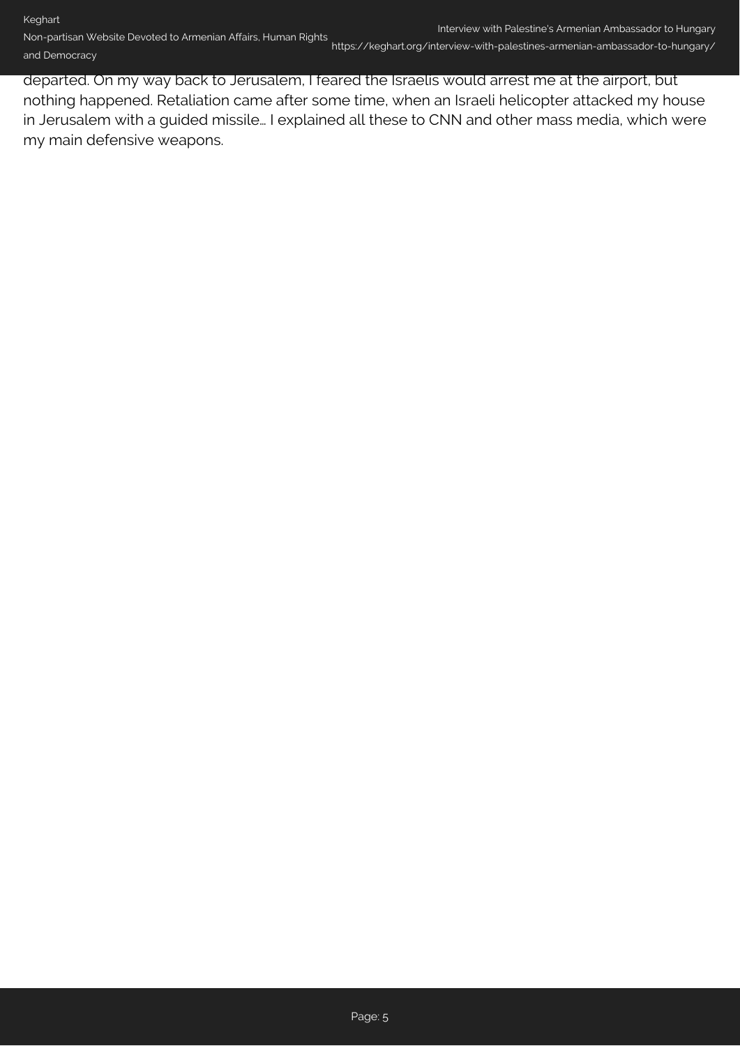departed. On my way back to Jerusalem, I feared the Israelis would arrest me at the airport, but nothing happened. Retaliation came after some time, when an Israeli helicopter attacked my house in Jerusalem with a guided missile… I explained all these to CNN and other mass media, which were my main defensive weapons.